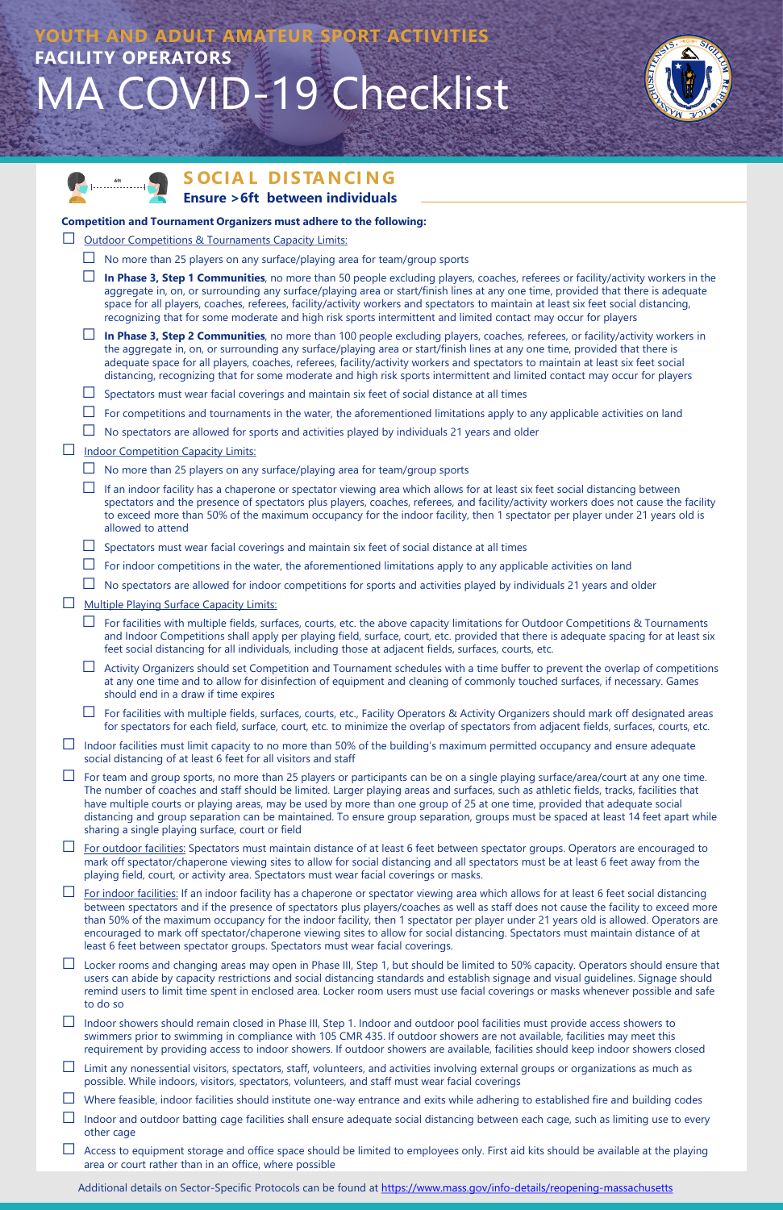# YOUTH AND ADULT AMATEUR SPORT ACTIVITIES

## FACILITY OPERATORS

# MA COVID-19 Checklist

## SOCIAL DISTANCING

**Ensure >6ft between individuals**

**Competition and Tournament Organizers must adhere to the following:**

- ☐ Outdoor Competitions & Tournaments Capacity Limits:
  - ☐ No more than 25 players on any surface/playing area for team/group sports
  - ☐ **In Phase 3, Step 1 Communities**, no more than 50 people excluding players, coaches, referees or facility/activity workers in the aggregate in, on, or surrounding any surface/playing area or start/finish lines at any one time, provided that there is adequate space for all players, coaches, referees, facility/activity workers and spectators to maintain at least six feet social distancing, recognizing that for some moderate and high risk sports intermittent and limited contact may occur for players
  - ☐ **In Phase 3, Step 2 Communities**, no more than 100 people excluding players, coaches, referees, or facility/activity workers in the aggregate in, on, or surrounding any surface/playing area or start/finish lines at any one time, provided that there is adequate space for all players, coaches, referees, facility/activity workers and spectators to maintain at least six feet social distancing, recognizing that for some moderate and high risk sports intermittent and limited contact may occur for players
  - ☐ Spectators must wear facial coverings and maintain six feet of social distance at all times
  - ☐ For competitions and tournaments in the water, the aforementioned limitations apply to any applicable activities on land
  - ☐ No spectators are allowed for sports and activities played by individuals 21 years and older
- ☐ Indoor Competition Capacity Limits:
  - ☐ No more than 25 players on any surface/playing area for team/group sports
  - ☐ If an indoor facility has a chaperone or spectator viewing area which allows for at least six feet social distancing between spectators and the presence of spectators plus players, coaches, referees, and facility/activity workers does not cause the facility to exceed more than 50% of the maximum occupancy for the indoor facility, then 1 spectator per player under 21 years old is allowed to attend
  - ☐ Spectators must wear facial coverings and maintain six feet of social distance at all times
  - ☐ For indoor competitions in the water, the aforementioned limitations apply to any applicable activities on land
  - ☐ No spectators are allowed for indoor competitions for sports and activities played by individuals 21 years and older
- ☐ Multiple Playing Surface Capacity Limits:
  - ☐ For facilities with multiple fields, surfaces, courts, etc. the above capacity limitations for Outdoor Competitions & Tournaments and Indoor Competitions shall apply per playing field, surface, court, etc. provided that there is adequate spacing for at least six feet social distancing for all individuals, including those at adjacent fields, surfaces, courts, etc.
  - ☐ Activity Organizers should set Competition and Tournament schedules with a time buffer to prevent the overlap of competitions at any one time and to allow for disinfection of equipment and cleaning of commonly touched surfaces, if necessary. Games should end in a draw if time expires
  - ☐ For facilities with multiple fields, surfaces, courts, etc., Facility Operators & Activity Organizers should mark off designated areas for spectators for each field, surface, court, etc. to minimize the overlap of spectators from adjacent fields, surfaces, courts, etc.
- ☐ Indoor facilities must limit capacity to no more than 50% of the building's maximum permitted occupancy and ensure adequate social distancing of at least 6 feet for all visitors and staff
- ☐ For team and group sports, no more than 25 players or participants can be on a single playing surface/area/court at any one time. The number of coaches and staff should be limited. Larger playing areas and surfaces, such as athletic fields, tracks, facilities that have multiple courts or playing areas, may be used by more than one group of 25 at one time, provided that adequate social distancing and group separation can be maintained. To ensure group separation, groups must be spaced at least 14 feet apart while sharing a single playing surface, court or field
- ☐ For outdoor facilities: Spectators must maintain distance of at least 6 feet between spectator groups. Operators are encouraged to mark off spectator/chaperone viewing sites to allow for social distancing and all spectators must be at least 6 feet away from the playing field, court, or activity area. Spectators must wear facial coverings or masks.
- ☐ For indoor facilities: If an indoor facility has a chaperone or spectator viewing area which allows for at least 6 feet social distancing between spectators and if the presence of spectators plus players/coaches as well as staff does not cause the facility to exceed more than 50% of the maximum occupancy for the indoor facility, then 1 spectator per player under 21 years old is allowed. Operators are encouraged to mark off spectator/chaperone viewing sites to allow for social distancing. Spectators must maintain distance of at least 6 feet between spectator groups. Spectators must wear facial coverings.
- ☐ Locker rooms and changing areas may open in Phase III, Step 1, but should be limited to 50% capacity. Operators should ensure that users can abide by capacity restrictions and social distancing standards and establish signage and visual guidelines. Signage should remind users to limit time spent in enclosed area. Locker room users must use facial coverings or masks whenever possible and safe to do so
- ☐ Indoor showers should remain closed in Phase III, Step 1. Indoor and outdoor pool facilities must provide access showers to swimmers prior to swimming in compliance with 105 CMR 435. If outdoor showers are not available, facilities may meet this requirement by providing access to indoor showers. If outdoor showers are available, facilities should keep indoor showers closed
- ☐ Limit any nonessential visitors, spectators, staff, volunteers, and activities involving external groups or organizations as much as possible. While indoors, visitors, spectators, volunteers, and staff must wear facial coverings
- ☐ Where feasible, indoor facilities should institute one-way entrance and exits while adhering to established fire and building codes
- ☐ Indoor and outdoor batting cage facilities shall ensure adequate social distancing between each cage, such as limiting use to every other cage
- ☐ Access to equipment storage and office space should be limited to employees only. First aid kits should be available at the playing area or court rather than in an office, where possible

Additional details on Sector-Specific Protocols can be found at https://www.mass.gov/info-details/reopening-massachusetts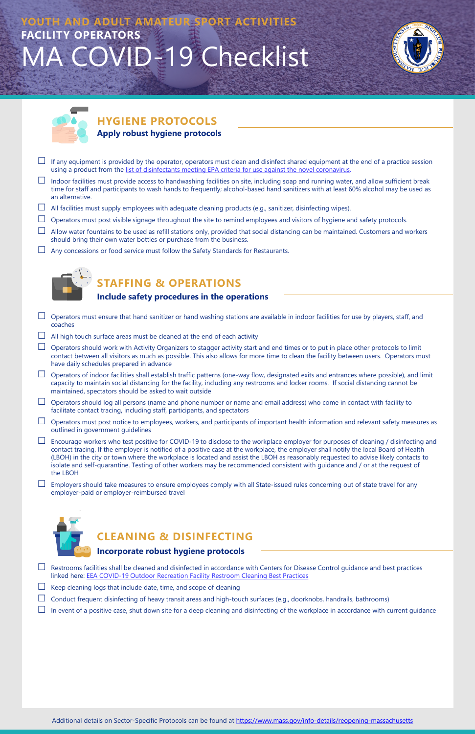YOUTH AND ADULT AMATEUR SPORT ACTIVITIES

FACILITY OPERATORS

# MA COVID-19 Checklist

## HYGIENE PROTOCOLS

**Apply robust hygiene protocols**

- ☐ If any equipment is provided by the operator, operators must clean and disinfect shared equipment at the end of a practice session using a product from the list of disinfectants meeting EPA criteria for use against the novel coronavirus.
- ☐ Indoor facilities must provide access to handwashing facilities on site, including soap and running water, and allow sufficient break time for staff and participants to wash hands to frequently; alcohol-based hand sanitizers with at least 60% alcohol may be used as an alternative.
- ☐ All facilities must supply employees with adequate cleaning products (e.g., sanitizer, disinfecting wipes).
- ☐ Operators must post visible signage throughout the site to remind employees and visitors of hygiene and safety protocols.
- ☐ Allow water fountains to be used as refill stations only, provided that social distancing can be maintained. Customers and workers should bring their own water bottles or purchase from the business.
- ☐ Any concessions or food service must follow the Safety Standards for Restaurants.

## STAFFING & OPERATIONS

**Include safety procedures in the operations**

- ☐ Operators must ensure that hand sanitizer or hand washing stations are available in indoor facilities for use by players, staff, and coaches
- ☐ All high touch surface areas must be cleaned at the end of each activity
- ☐ Operators should work with Activity Organizers to stagger activity start and end times or to put in place other protocols to limit contact between all visitors as much as possible. This also allows for more time to clean the facility between users. Operators must have daily schedules prepared in advance
- ☐ Operators of indoor facilities shall establish traffic patterns (one-way flow, designated exits and entrances where possible), and limit capacity to maintain social distancing for the facility, including any restrooms and locker rooms. If social distancing cannot be maintained, spectators should be asked to wait outside
- ☐ Operators should log all persons (name and phone number or name and email address) who come in contact with facility to facilitate contact tracing, including staff, participants, and spectators
- ☐ Operators must post notice to employees, workers, and participants of important health information and relevant safety measures as outlined in government guidelines
- ☐ Encourage workers who test positive for COVID-19 to disclose to the workplace employer for purposes of cleaning / disinfecting and contact tracing. If the employer is notified of a positive case at the workplace, the employer shall notify the local Board of Health (LBOH) in the city or town where the workplace is located and assist the LBOH as reasonably requested to advise likely contacts to isolate and self-quarantine. Testing of other workers may be recommended consistent with guidance and / or at the request of the LBOH
- ☐ Employers should take measures to ensure employees comply with all State-issued rules concerning out of state travel for any employer-paid or employer-reimbursed travel

## CLEANING & DISINFECTING

**Incorporate robust hygiene protocols**

- ☐ Restrooms facilities shall be cleaned and disinfected in accordance with Centers for Disease Control guidance and best practices linked here: EEA COVID-19 Outdoor Recreation Facility Restroom Cleaning Best Practices
- ☐ Keep cleaning logs that include date, time, and scope of cleaning
- ☐ Conduct frequent disinfecting of heavy transit areas and high-touch surfaces (e.g., doorknobs, handrails, bathrooms)
- ☐ In event of a positive case, shut down site for a deep cleaning and disinfecting of the workplace in accordance with current guidance

Additional details on Sector-Specific Protocols can be found at https://www.mass.gov/info-details/reopening-massachusetts